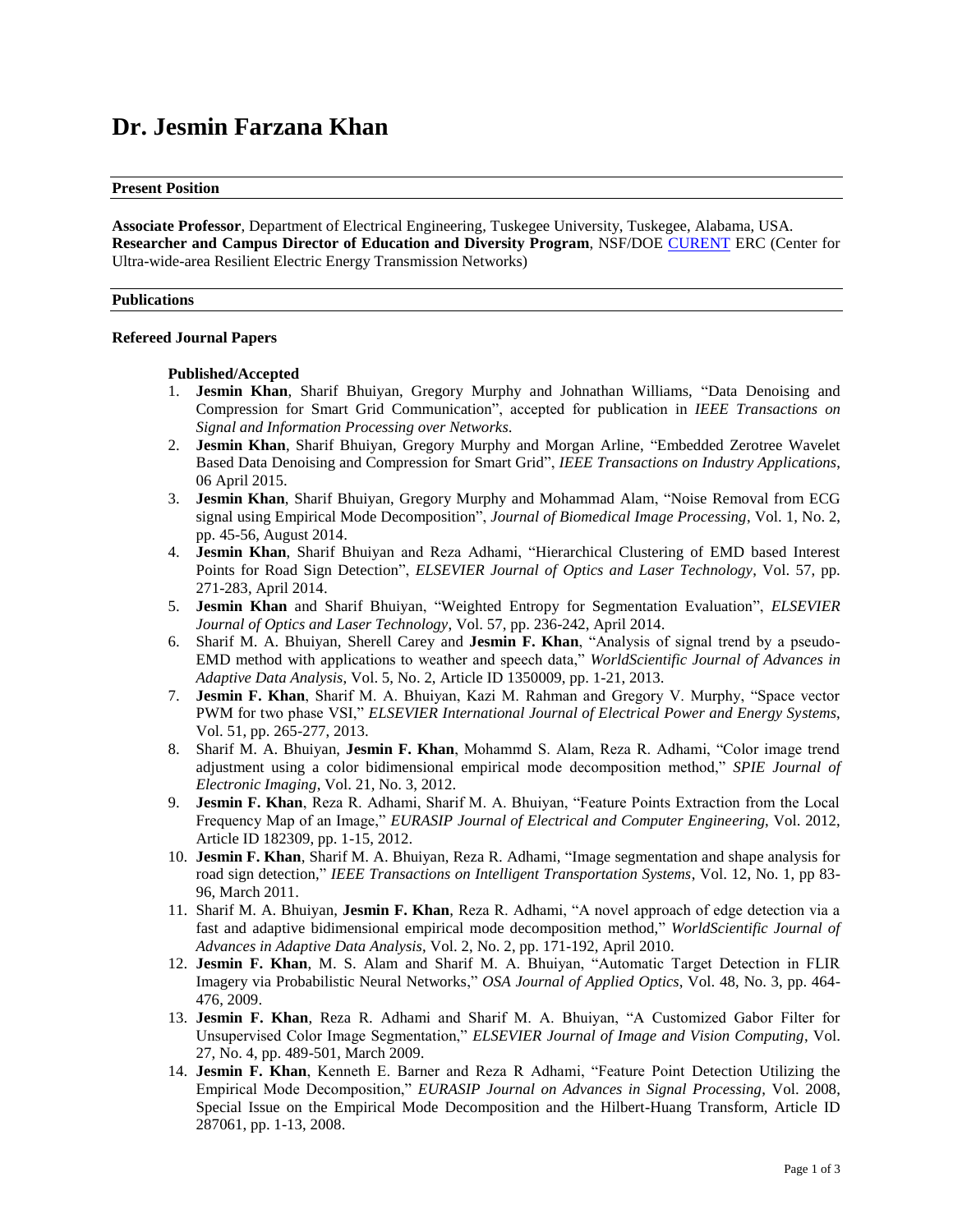# Dr. Jesmin Farzana Khan

## Present Position

**Associate Professor**, Department of Electrical Engineering, Tuskegee University, Tuskegee, Alabama, USA.
**Researcher and Campus Director of Education and Diversity Program**, NSF/DOE CURENT ERC (Center for Ultra-wide-area Resilient Electric Energy Transmission Networks)

## Publications

### Refereed Journal Papers

#### Published/Accepted

1. **Jesmin Khan**, Sharif Bhuiyan, Gregory Murphy and Johnathan Williams, "Data Denoising and Compression for Smart Grid Communication", accepted for publication in *IEEE Transactions on Signal and Information Processing over Networks*.
2. **Jesmin Khan**, Sharif Bhuiyan, Gregory Murphy and Morgan Arline, "Embedded Zerotree Wavelet Based Data Denoising and Compression for Smart Grid", *IEEE Transactions on Industry Applications*, 06 April 2015.
3. **Jesmin Khan**, Sharif Bhuiyan, Gregory Murphy and Mohammad Alam, "Noise Removal from ECG signal using Empirical Mode Decomposition", *Journal of Biomedical Image Processing*, Vol. 1, No. 2, pp. 45-56, August 2014.
4. **Jesmin Khan**, Sharif Bhuiyan and Reza Adhami, "Hierarchical Clustering of EMD based Interest Points for Road Sign Detection", *ELSEVIER Journal of Optics and Laser Technology*, Vol. 57, pp. 271-283, April 2014.
5. **Jesmin Khan** and Sharif Bhuiyan, "Weighted Entropy for Segmentation Evaluation", *ELSEVIER Journal of Optics and Laser Technology*, Vol. 57, pp. 236-242, April 2014.
6. Sharif M. A. Bhuiyan, Sherell Carey and **Jesmin F. Khan**, "Analysis of signal trend by a pseudo-EMD method with applications to weather and speech data," *WorldScientific Journal of Advances in Adaptive Data Analysis*, Vol. 5, No. 2, Article ID 1350009, pp. 1-21, 2013.
7. **Jesmin F. Khan**, Sharif M. A. Bhuiyan, Kazi M. Rahman and Gregory V. Murphy, "Space vector PWM for two phase VSI," *ELSEVIER International Journal of Electrical Power and Energy Systems*, Vol. 51, pp. 265-277, 2013.
8. Sharif M. A. Bhuiyan, **Jesmin F. Khan**, Mohammd S. Alam, Reza R. Adhami, "Color image trend adjustment using a color bidimensional empirical mode decomposition method," *SPIE Journal of Electronic Imaging*, Vol. 21, No. 3, 2012.
9. **Jesmin F. Khan**, Reza R. Adhami, Sharif M. A. Bhuiyan, "Feature Points Extraction from the Local Frequency Map of an Image," *EURASIP Journal of Electrical and Computer Engineering*, Vol. 2012, Article ID 182309, pp. 1-15, 2012.
10. **Jesmin F. Khan**, Sharif M. A. Bhuiyan, Reza R. Adhami, "Image segmentation and shape analysis for road sign detection," *IEEE Transactions on Intelligent Transportation Systems*, Vol. 12, No. 1, pp 83-96, March 2011.
11. Sharif M. A. Bhuiyan, **Jesmin F. Khan**, Reza R. Adhami, "A novel approach of edge detection via a fast and adaptive bidimensional empirical mode decomposition method," *WorldScientific Journal of Advances in Adaptive Data Analysis*, Vol. 2, No. 2, pp. 171-192, April 2010.
12. **Jesmin F. Khan**, M. S. Alam and Sharif M. A. Bhuiyan, "Automatic Target Detection in FLIR Imagery via Probabilistic Neural Networks," *OSA Journal of Applied Optics*, Vol. 48, No. 3, pp. 464-476, 2009.
13. **Jesmin F. Khan**, Reza R. Adhami and Sharif M. A. Bhuiyan, "A Customized Gabor Filter for Unsupervised Color Image Segmentation," *ELSEVIER Journal of Image and Vision Computing*, Vol. 27, No. 4, pp. 489-501, March 2009.
14. **Jesmin F. Khan**, Kenneth E. Barner and Reza R Adhami, "Feature Point Detection Utilizing the Empirical Mode Decomposition," *EURASIP Journal on Advances in Signal Processing*, Vol. 2008, Special Issue on the Empirical Mode Decomposition and the Hilbert-Huang Transform, Article ID 287061, pp. 1-13, 2008.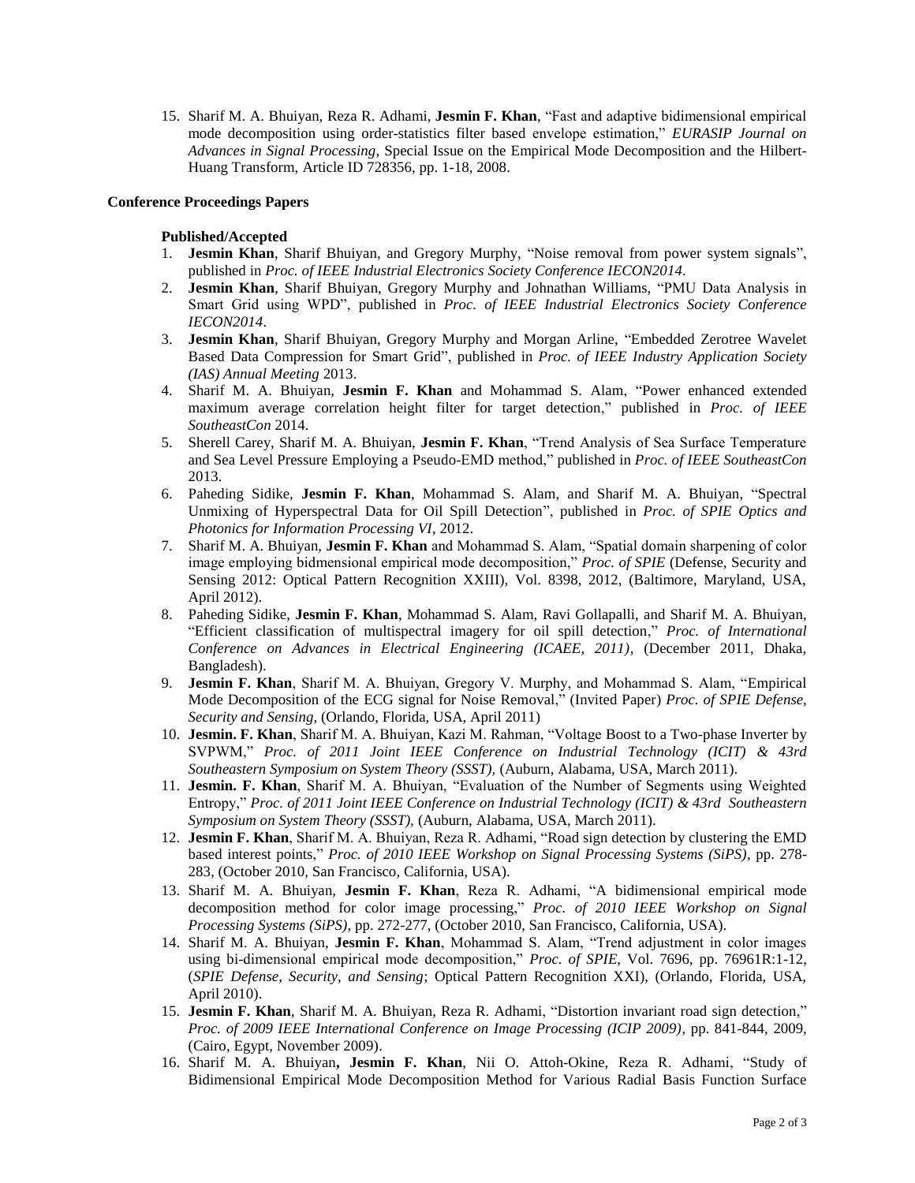15. Sharif M. A. Bhuiyan, Reza R. Adhami, **Jesmin F. Khan**, "Fast and adaptive bidimensional empirical mode decomposition using order-statistics filter based envelope estimation," *EURASIP Journal on Advances in Signal Processing*, Special Issue on the Empirical Mode Decomposition and the Hilbert-Huang Transform, Article ID 728356, pp. 1-18, 2008.

**Conference Proceedings Papers**

**Published/Accepted**

1. **Jesmin Khan**, Sharif Bhuiyan, and Gregory Murphy, "Noise removal from power system signals", published in *Proc. of IEEE Industrial Electronics Society Conference IECON2014*.
2. **Jesmin Khan**, Sharif Bhuiyan, Gregory Murphy and Johnathan Williams, "PMU Data Analysis in Smart Grid using WPD", published in *Proc. of IEEE Industrial Electronics Society Conference IECON2014*.
3. **Jesmin Khan**, Sharif Bhuiyan, Gregory Murphy and Morgan Arline, "Embedded Zerotree Wavelet Based Data Compression for Smart Grid", published in *Proc. of IEEE Industry Application Society (IAS) Annual Meeting* 2013.
4. Sharif M. A. Bhuiyan, **Jesmin F. Khan** and Mohammad S. Alam, "Power enhanced extended maximum average correlation height filter for target detection," published in *Proc. of IEEE SoutheastCon* 2014.
5. Sherell Carey, Sharif M. A. Bhuiyan, **Jesmin F. Khan**, "Trend Analysis of Sea Surface Temperature and Sea Level Pressure Employing a Pseudo-EMD method," published in *Proc. of IEEE SoutheastCon* 2013.
6. Paheding Sidike, **Jesmin F. Khan**, Mohammad S. Alam, and Sharif M. A. Bhuiyan, "Spectral Unmixing of Hyperspectral Data for Oil Spill Detection", published in *Proc. of SPIE Optics and Photonics for Information Processing VI*, 2012.
7. Sharif M. A. Bhuiyan, **Jesmin F. Khan** and Mohammad S. Alam, "Spatial domain sharpening of color image employing bidmensional empirical mode decomposition," *Proc. of SPIE* (Defense, Security and Sensing 2012: Optical Pattern Recognition XXIII), Vol. 8398, 2012, (Baltimore, Maryland, USA, April 2012).
8. Paheding Sidike, **Jesmin F. Khan**, Mohammad S. Alam, Ravi Gollapalli, and Sharif M. A. Bhuiyan, "Efficient classification of multispectral imagery for oil spill detection," *Proc. of International Conference on Advances in Electrical Engineering (ICAEE, 2011)*, (December 2011, Dhaka, Bangladesh).
9. **Jesmin F. Khan**, Sharif M. A. Bhuiyan, Gregory V. Murphy, and Mohammad S. Alam, "Empirical Mode Decomposition of the ECG signal for Noise Removal," (Invited Paper) *Proc. of SPIE Defense, Security and Sensing,* (Orlando, Florida, USA, April 2011)
10. **Jesmin. F. Khan**, Sharif M. A. Bhuiyan, Kazi M. Rahman, "Voltage Boost to a Two-phase Inverter by SVPWM," *Proc. of 2011 Joint IEEE Conference on Industrial Technology (ICIT) & 43rd Southeastern Symposium on System Theory (SSST),* (Auburn, Alabama, USA, March 2011).
11. **Jesmin. F. Khan**, Sharif M. A. Bhuiyan, "Evaluation of the Number of Segments using Weighted Entropy," *Proc. of 2011 Joint IEEE Conference on Industrial Technology (ICIT) & 43rd Southeastern Symposium on System Theory (SSST),* (Auburn, Alabama, USA, March 2011).
12. **Jesmin F. Khan**, Sharif M. A. Bhuiyan, Reza R. Adhami, "Road sign detection by clustering the EMD based interest points," *Proc. of 2010 IEEE Workshop on Signal Processing Systems (SiPS)*, pp. 278-283, (October 2010, San Francisco, California, USA).
13. Sharif M. A. Bhuiyan, **Jesmin F. Khan**, Reza R. Adhami, "A bidimensional empirical mode decomposition method for color image processing," *Proc. of 2010 IEEE Workshop on Signal Processing Systems (SiPS)*, pp. 272-277, (October 2010, San Francisco, California, USA).
14. Sharif M. A. Bhuiyan, **Jesmin F. Khan**, Mohammad S. Alam, "Trend adjustment in color images using bi-dimensional empirical mode decomposition," *Proc. of SPIE*, Vol. 7696, pp. 76961R:1-12, (*SPIE Defense, Security, and Sensing*; Optical Pattern Recognition XXI), (Orlando, Florida, USA, April 2010).
15. **Jesmin F. Khan**, Sharif M. A. Bhuiyan, Reza R. Adhami, "Distortion invariant road sign detection," *Proc. of 2009 IEEE International Conference on Image Processing (ICIP 2009)*, pp. 841-844, 2009, (Cairo, Egypt, November 2009).
16. Sharif M. A. Bhuiyan**, Jesmin F. Khan**, Nii O. Attoh-Okine, Reza R. Adhami, "Study of Bidimensional Empirical Mode Decomposition Method for Various Radial Basis Function Surface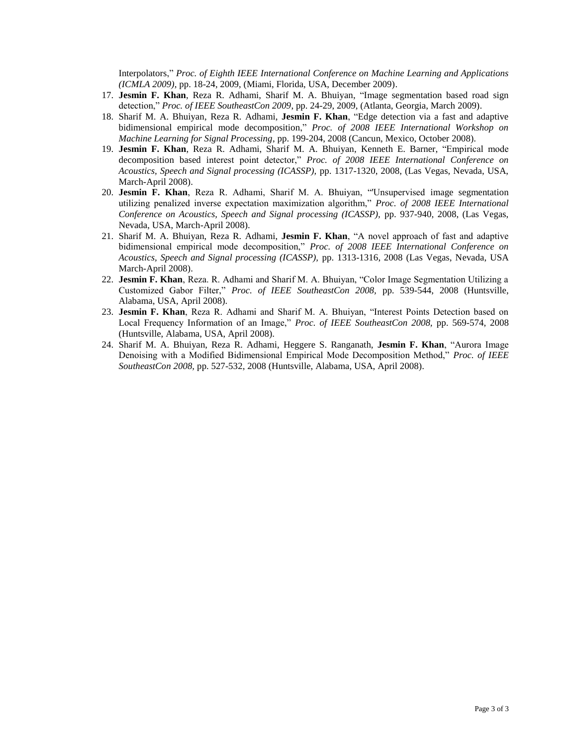Interpolators," *Proc. of Eighth IEEE International Conference on Machine Learning and Applications (ICMLA 2009)*, pp. 18-24, 2009, (Miami, Florida, USA, December 2009).

17. **Jesmin F. Khan**, Reza R. Adhami, Sharif M. A. Bhuiyan, "Image segmentation based road sign detection," *Proc. of IEEE SoutheastCon 2009*, pp. 24-29, 2009, (Atlanta, Georgia, March 2009).
18. Sharif M. A. Bhuiyan, Reza R. Adhami, **Jesmin F. Khan**, "Edge detection via a fast and adaptive bidimensional empirical mode decomposition," *Proc. of 2008 IEEE International Workshop on Machine Learning for Signal Processing*, pp. 199-204, 2008 (Cancun, Mexico, October 2008).
19. **Jesmin F. Khan**, Reza R. Adhami, Sharif M. A. Bhuiyan, Kenneth E. Barner, "Empirical mode decomposition based interest point detector," *Proc. of 2008 IEEE International Conference on Acoustics, Speech and Signal processing (ICASSP),* pp. 1317-1320, 2008, (Las Vegas, Nevada, USA, March-April 2008).
20. **Jesmin F. Khan**, Reza R. Adhami, Sharif M. A. Bhuiyan, "'Unsupervised image segmentation utilizing penalized inverse expectation maximization algorithm," *Proc. of 2008 IEEE International Conference on Acoustics, Speech and Signal processing (ICASSP),* pp. 937-940, 2008, (Las Vegas, Nevada, USA, March-April 2008).
21. Sharif M. A. Bhuiyan, Reza R. Adhami, **Jesmin F. Khan**, "A novel approach of fast and adaptive bidimensional empirical mode decomposition," *Proc. of 2008 IEEE International Conference on Acoustics, Speech and Signal processing (ICASSP),* pp. 1313-1316, 2008 (Las Vegas, Nevada, USA March-April 2008).
22. **Jesmin F. Khan**, Reza. R. Adhami and Sharif M. A. Bhuiyan, "Color Image Segmentation Utilizing a Customized Gabor Filter," *Proc. of IEEE SoutheastCon 2008*, pp. 539-544, 2008 (Huntsville, Alabama, USA, April 2008).
23. **Jesmin F. Khan**, Reza R. Adhami and Sharif M. A. Bhuiyan, "Interest Points Detection based on Local Frequency Information of an Image," *Proc. of IEEE SoutheastCon 2008*, pp. 569-574, 2008 (Huntsville, Alabama, USA, April 2008).
24. Sharif M. A. Bhuiyan, Reza R. Adhami, Heggere S. Ranganath, **Jesmin F. Khan**, "Aurora Image Denoising with a Modified Bidimensional Empirical Mode Decomposition Method," *Proc. of IEEE SoutheastCon 2008*, pp. 527-532, 2008 (Huntsville, Alabama, USA, April 2008).